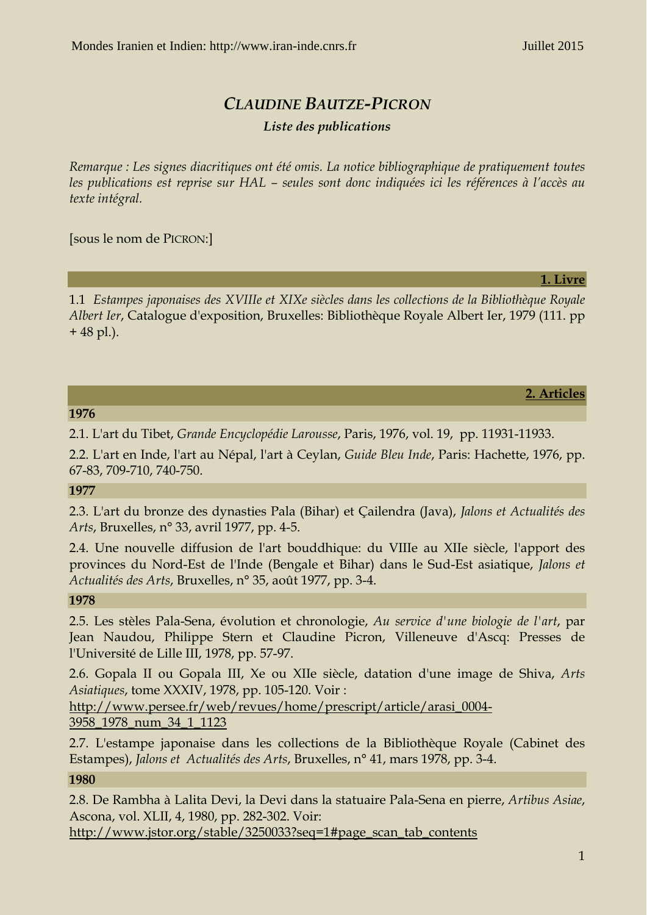# *CLAUDINE BAUTZE-PICRON*

### *Liste des publications*

*Remarque : Les signes diacritiques ont été omis. La notice bibliographique de pratiquement toutes les publications est reprise sur HAL – seules sont donc indiquées ici les références à l'accès au texte intégral.*

[sous le nom de PICRON:]

## 1. Livre

1.1 *Estampes japonaises des XVIIIe et XIXe siècles dans les collections de la Bibliothèque Royale Albert Ier*, Catalogue d'exposition, Bruxelles: Bibliothèque Royale Albert Ier, 1979 (111. pp + 48 pl.).

## 2. Articles

**1976**

2.1. L'art du Tibet, *Grande Encyclopédie Larousse*, Paris, 1976, vol. 19, pp. 11931-11933.

2.2. L'art en Inde, l'art au Népal, l'art à Ceylan, *Guide Bleu Inde*, Paris: Hachette, 1976, pp. 67-83, 709-710, 740-750.

**1977**

2.3. L'art du bronze des dynasties Pala (Bihar) et Çailendra (Java), *Jalons et Actualités des Arts*, Bruxelles, n° 33, avril 1977, pp. 4-5.

2.4. Une nouvelle diffusion de l'art bouddhique: du VIIIe au XIIe siècle, l'apport des provinces du Nord-Est de l'Inde (Bengale et Bihar) dans le Sud-Est asiatique, *Jalons et Actualités des Arts*, Bruxelles, n° 35, août 1977, pp. 3-4.

**1978**

2.5. Les stèles Pala-Sena, évolution et chronologie, *Au service d'une biologie de l'art*, par Jean Naudou, Philippe Stern et Claudine Picron, Villeneuve d'Ascq: Presses de l'Université de Lille III, 1978, pp. 57-97.

2.6. Gopala II ou Gopala III, Xe ou XIIe siècle, datation d'une image de Shiva, *Arts Asiatiques*, tome XXXIV, 1978, pp. 105-120. Voir : http://www.persee.fr/web/revues/home/prescript/article/arasi_0004-3958_1978_num_34_1_1123

2.7. L'estampe japonaise dans les collections de la Bibliothèque Royale (Cabinet des Estampes), *Jalons et Actualités des Arts*, Bruxelles, n° 41, mars 1978, pp. 3-4.

**1980**

2.8. De Rambha à Lalita Devi, la Devi dans la statuaire Pala-Sena en pierre, *Artibus Asiae*, Ascona, vol. XLII, 4, 1980, pp. 282-302. Voir: http://www.jstor.org/stable/3250033?seq=1#page_scan_tab_contents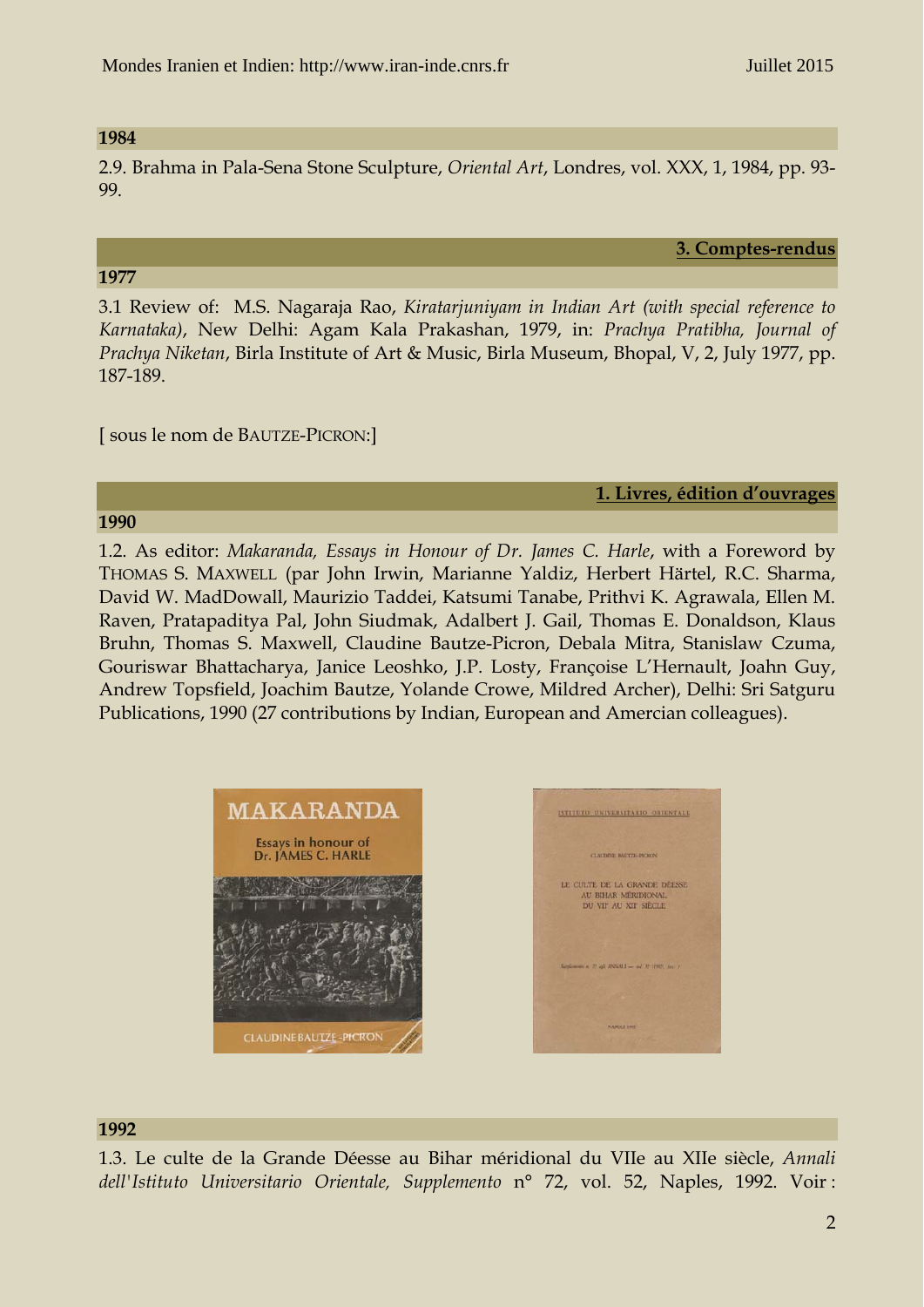**1984**

2.9. Brahma in Pala-Sena Stone Sculpture, *Oriental Art*, Londres, vol. XXX, 1, 1984, pp. 93-99.

## 3. Comptes-rendus

**1977**

3.1 Review of: M.S. Nagaraja Rao, *Kiratarjuniyam in Indian Art (with special reference to Karnataka)*, New Delhi: Agam Kala Prakashan, 1979, in: *Prachya Pratibha, Journal of Prachya Niketan*, Birla Institute of Art & Music, Birla Museum, Bhopal, V, 2, July 1977, pp. 187-189.

[ sous le nom de BAUTZE-PICRON:]

## 1. Livres, édition d'ouvrages

**1990**

1.2. As editor: *Makaranda, Essays in Honour of Dr. James C. Harle*, with a Foreword by THOMAS S. MAXWELL (par John Irwin, Marianne Yaldiz, Herbert Härtel, R.C. Sharma, David W. MadDowall, Maurizio Taddei, Katsumi Tanabe, Prithvi K. Agrawala, Ellen M. Raven, Pratapaditya Pal, John Siudmak, Adalbert J. Gail, Thomas E. Donaldson, Klaus Bruhn, Thomas S. Maxwell, Claudine Bautze-Picron, Debala Mitra, Stanislaw Czuma, Gouriswar Bhattacharya, Janice Leoshko, J.P. Losty, Françoise L'Hernault, Joahn Guy, Andrew Topsfield, Joachim Bautze, Yolande Crowe, Mildred Archer), Delhi: Sri Satguru Publications, 1990 (27 contributions by Indian, European and Amercian colleagues).

**1992**

1.3. Le culte de la Grande Déesse au Bihar méridional du VIIe au XIIe siècle, *Annali dell'Istituto Universitario Orientale, Supplemento* n° 72, vol. 52, Naples, 1992. Voir :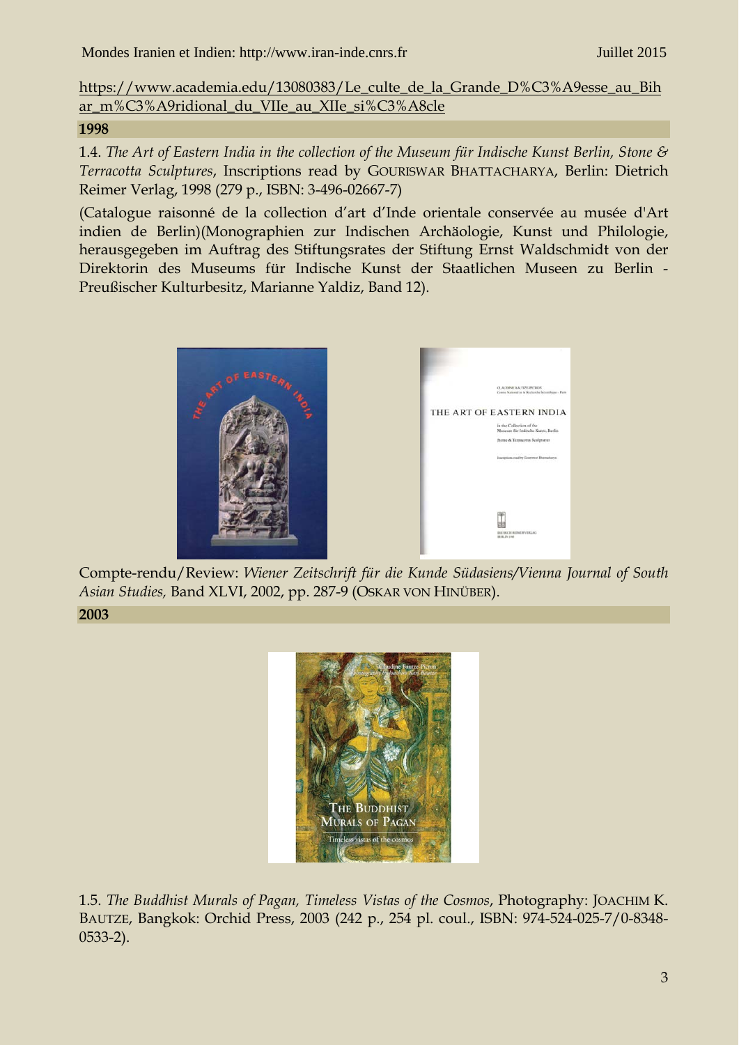https://www.academia.edu/13080383/Le_culte_de_la_Grande_D%C3%A9esse_au_Bihar_m%C3%A9ridional_du_VIIe_au_XIIe_si%C3%A8cle

**1998**

1.4. *The Art of Eastern India in the collection of the Museum für Indische Kunst Berlin, Stone & Terracotta Sculptures*, Inscriptions read by GOURISWAR BHATTACHARYA, Berlin: Dietrich Reimer Verlag, 1998 (279 p., ISBN: 3-496-02667-7)

(Catalogue raisonné de la collection d'art d'Inde orientale conservée au musée d'Art indien de Berlin)(Monographien zur Indischen Archäologie, Kunst und Philologie, herausgegeben im Auftrag des Stiftungsrates der Stiftung Ernst Waldschmidt von der Direktorin des Museums für Indische Kunst der Staatlichen Museen zu Berlin - Preußischer Kulturbesitz, Marianne Yaldiz, Band 12).

Compte-rendu/Review: *Wiener Zeitschrift für die Kunde Südasiens/Vienna Journal of South Asian Studies,* Band XLVI, 2002, pp. 287-9 (OSKAR VON HINÜBER).

**2003**

1.5. *The Buddhist Murals of Pagan, Timeless Vistas of the Cosmos*, Photography: JOACHIM K. BAUTZE, Bangkok: Orchid Press, 2003 (242 p., 254 pl. coul., ISBN: 974-524-025-7/0-8348-0533-2).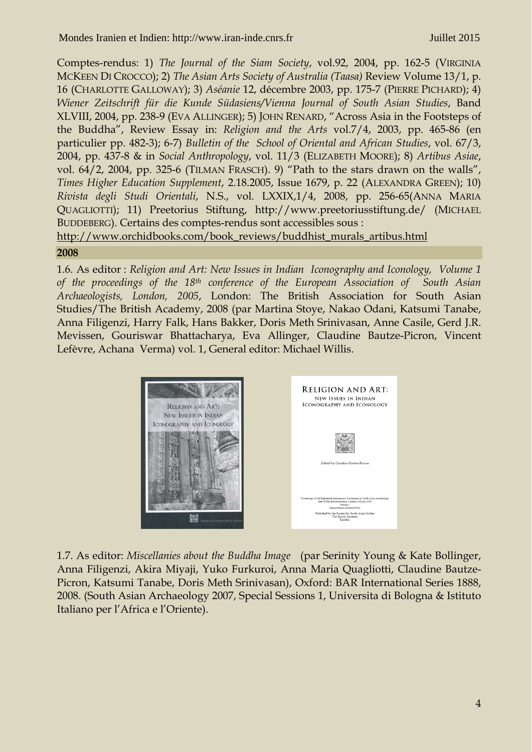Comptes-rendus: 1) *The Journal of the Siam Society*, vol.92, 2004, pp. 162-5 (VIRGINIA MCKEEN DI CROCCO); 2) *The Asian Arts Society of Australia (Taasa)* Review Volume 13/1, p. 16 (CHARLOTTE GALLOWAY); 3) *Aséanie* 12, décembre 2003, pp. 175-7 (PIERRE PICHARD); 4) *Wiener Zeitschrift für die Kunde Südasiens/Vienna Journal of South Asian Studies*, Band XLVIII, 2004, pp. 238-9 (EVA ALLINGER); 5) JOHN RENARD, "Across Asia in the Footsteps of the Buddha", Review Essay in: *Religion and the Arts* vol.7/4, 2003, pp. 465-86 (en particulier pp. 482-3); 6-7) *Bulletin of the School of Oriental and African Studies*, vol. 67/3, 2004, pp. 437-8 & in *Social Anthropology*, vol. 11/3 (ELIZABETH MOORE); 8) *Artibus Asiae*, vol. 64/2, 2004, pp. 325-6 (TILMAN FRASCH). 9) "Path to the stars drawn on the walls", *Times Higher Education Supplement*, 2.18.2005, Issue 1679, p. 22 (ALEXANDRA GREEN); 10) *Rivista degli Studi Orientali*, N.S., vol. LXXIX,1/4, 2008, pp. 256-65(ANNA MARIA QUAGLIOTTI); 11) Preetorius Stiftung, http://www.preetoriusstiftung.de/ (MICHAEL BUDDEBERG). Certains des comptes-rendus sont accessibles sous :
http://www.orchidbooks.com/book_reviews/buddhist_murals_artibus.html

**2008**

1.6. As editor : *Religion and Art: New Issues in Indian Iconography and Iconology, Volume 1 of the proceedings of the 18th conference of the European Association of South Asian Archaeologists, London, 2005*, London: The British Association for South Asian Studies/The British Academy, 2008 (par Martina Stoye, Nakao Odani, Katsumi Tanabe, Anna Filigenzi, Harry Falk, Hans Bakker, Doris Meth Srinivasan, Anne Casile, Gerd J.R. Mevissen, Gouriswar Bhattacharya, Eva Allinger, Claudine Bautze-Picron, Vincent Lefèvre, Achana Verma) vol. 1, General editor: Michael Willis.

1.7. As editor: *Miscellanies about the Buddha Image* (par Serinity Young & Kate Bollinger, Anna Filigenzi, Akira Miyaji, Yuko Furkuroi, Anna Maria Quagliotti, Claudine Bautze-Picron, Katsumi Tanabe, Doris Meth Srinivasan), Oxford: BAR International Series 1888, 2008. (South Asian Archaeology 2007, Special Sessions 1, Universita di Bologna & Istituto Italiano per l'Africa e l'Oriente).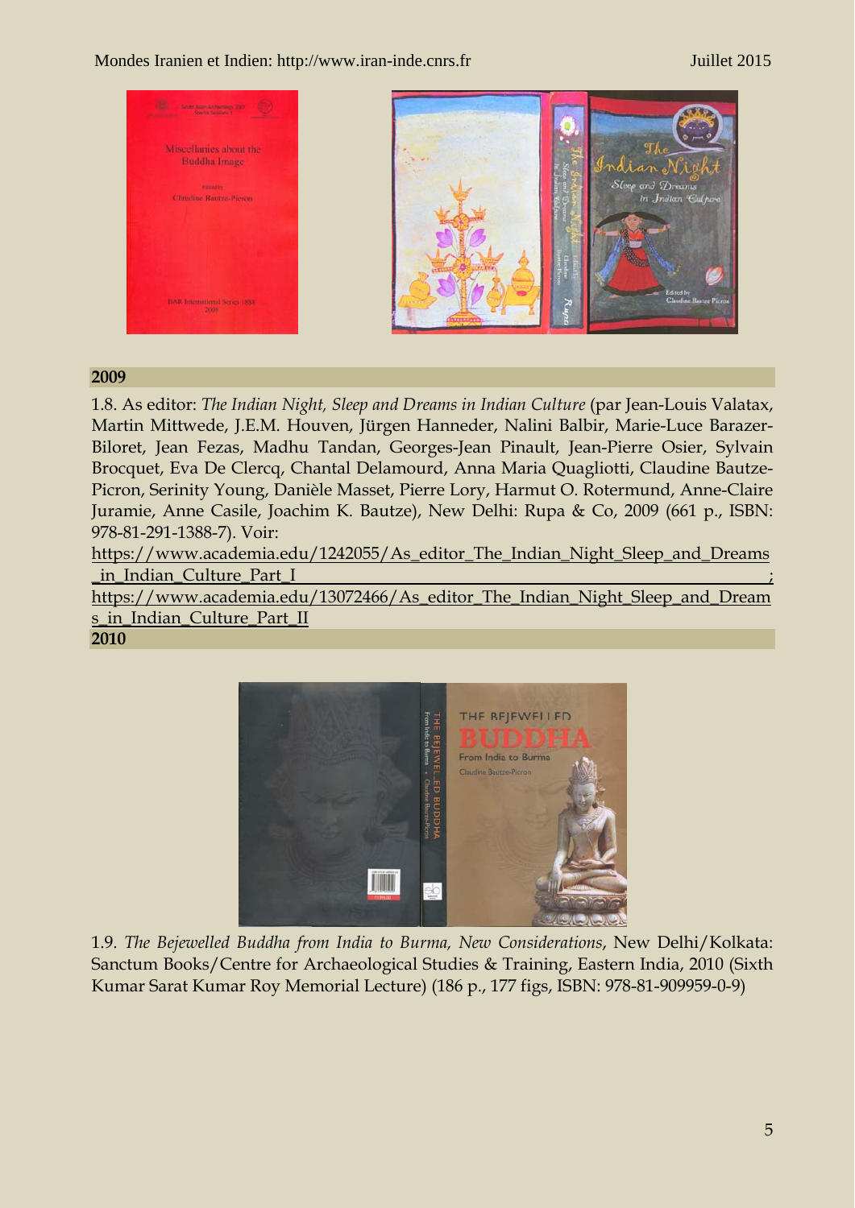**2009**

1.8. As editor: *The Indian Night, Sleep and Dreams in Indian Culture* (par Jean-Louis Valatax, Martin Mittwede, J.E.M. Houven, Jürgen Hanneder, Nalini Balbir, Marie-Luce Barazer-Biloret, Jean Fezas, Madhu Tandan, Georges-Jean Pinault, Jean-Pierre Osier, Sylvain Brocquet, Eva De Clercq, Chantal Delamourd, Anna Maria Quagliotti, Claudine Bautze-Picron, Serinity Young, Danièle Masset, Pierre Lory, Harmut O. Rotermund, Anne-Claire Juramie, Anne Casile, Joachim K. Bautze), New Delhi: Rupa & Co, 2009 (661 p., ISBN: 978-81-291-1388-7). Voir:
https://www.academia.edu/1242055/As_editor_The_Indian_Night_Sleep_and_Dreams_in_Indian_Culture_Part_I ;
https://www.academia.edu/13072466/As_editor_The_Indian_Night_Sleep_and_Dreams_in_Indian_Culture_Part_II

**2010**

1.9. *The Bejewelled Buddha from India to Burma, New Considerations*, New Delhi/Kolkata: Sanctum Books/Centre for Archaeological Studies & Training, Eastern India, 2010 (Sixth Kumar Sarat Kumar Roy Memorial Lecture) (186 p., 177 figs, ISBN: 978-81-909959-0-9)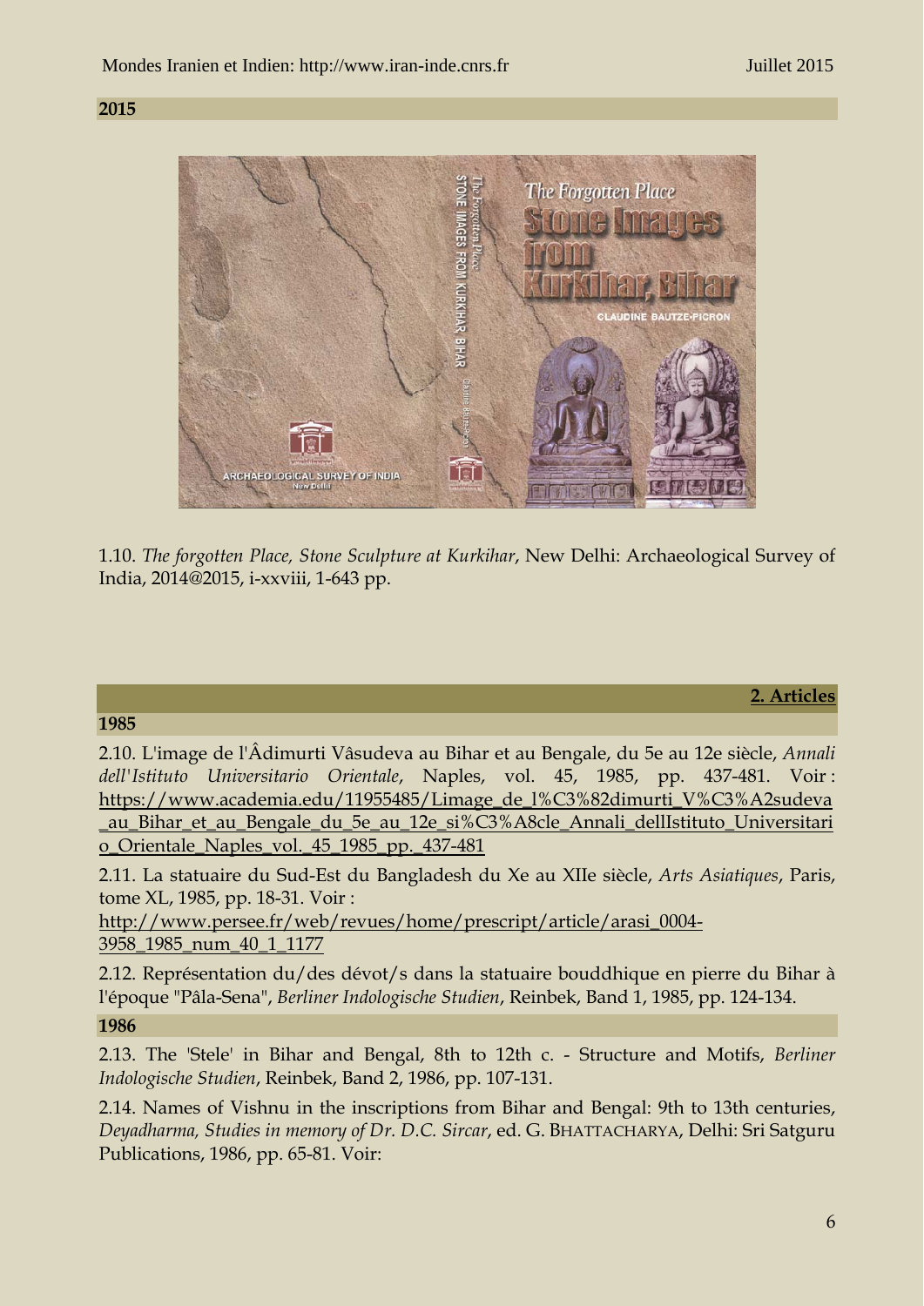**2015**

1.10. *The forgotten Place, Stone Sculpture at Kurkihar*, New Delhi: Archaeological Survey of India, 2014@2015, i-xxviii, 1-643 pp.

## 2. Articles

**1985**

2.10. L'image de l'Âdimurti Vâsudeva au Bihar et au Bengale, du 5e au 12e siècle, *Annali dell'Istituto Universitario Orientale*, Naples, vol. 45, 1985, pp. 437-481. Voir : https://www.academia.edu/11955485/Limage_de_l%C3%82dimurti_V%C3%A2sudeva_au_Bihar_et_au_Bengale_du_5e_au_12e_si%C3%A8cle_Annali_dellIstituto_Universitario_Orientale_Naples_vol._45_1985_pp._437-481

2.11. La statuaire du Sud-Est du Bangladesh du Xe au XIIe siècle, *Arts Asiatiques*, Paris, tome XL, 1985, pp. 18-31. Voir : http://www.persee.fr/web/revues/home/prescript/article/arasi_0004-3958_1985_num_40_1_1177

2.12. Représentation du/des dévot/s dans la statuaire bouddhique en pierre du Bihar à l'époque "Pâla-Sena", *Berliner Indologische Studien*, Reinbek, Band 1, 1985, pp. 124-134.

**1986**

2.13. The 'Stele' in Bihar and Bengal, 8th to 12th c. - Structure and Motifs, *Berliner Indologische Studien*, Reinbek, Band 2, 1986, pp. 107-131.

2.14. Names of Vishnu in the inscriptions from Bihar and Bengal: 9th to 13th centuries, *Deyadharma, Studies in memory of Dr. D.C. Sircar*, ed. G. BHATTACHARYA, Delhi: Sri Satguru Publications, 1986, pp. 65-81. Voir: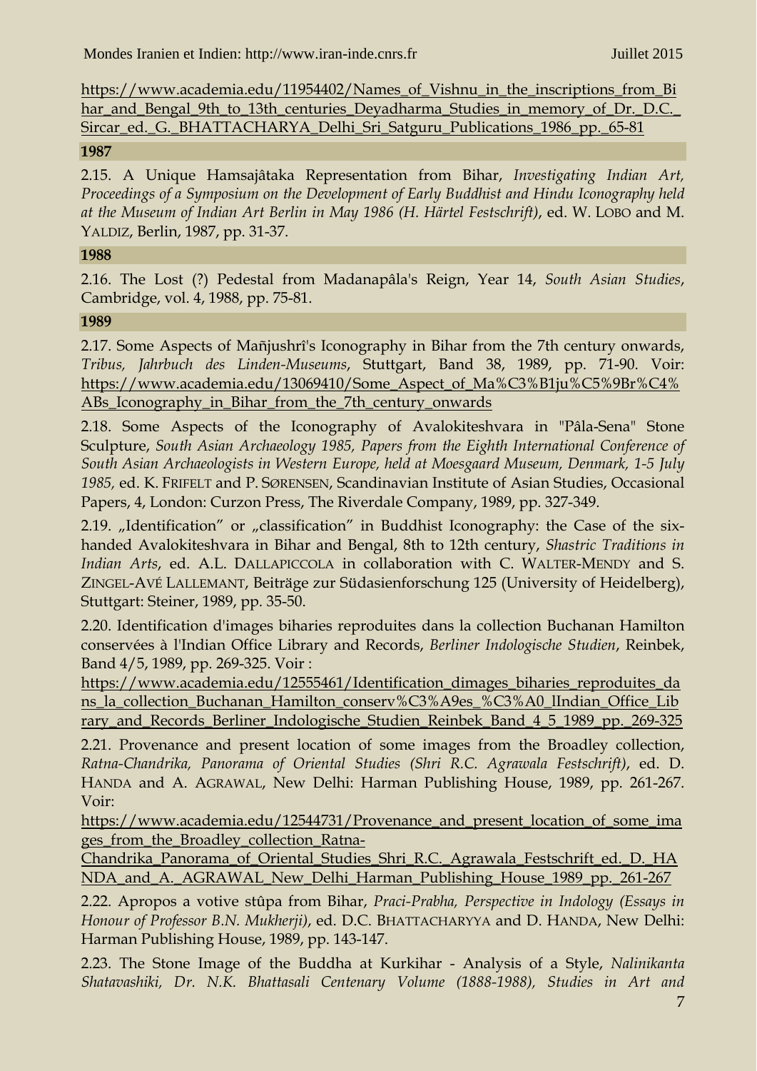https://www.academia.edu/11954402/Names_of_Vishnu_in_the_inscriptions_from_Bihar_and_Bengal_9th_to_13th_centuries_Deyadharma_Studies_in_memory_of_Dr._D.C._Sircar_ed._G._BHATTACHARYA_Delhi_Sri_Satguru_Publications_1986_pp._65-81

**1987**

2.15. A Unique Hamsajâtaka Representation from Bihar, *Investigating Indian Art, Proceedings of a Symposium on the Development of Early Buddhist and Hindu Iconography held at the Museum of Indian Art Berlin in May 1986 (H. Härtel Festschrift)*, ed. W. LOBO and M. YALDIZ, Berlin, 1987, pp. 31-37.

**1988**

2.16. The Lost (?) Pedestal from Madanapâla's Reign, Year 14, *South Asian Studies*, Cambridge, vol. 4, 1988, pp. 75-81.

**1989**

2.17. Some Aspects of Mañjushrî's Iconography in Bihar from the 7th century onwards, *Tribus, Jahrbuch des Linden-Museums*, Stuttgart, Band 38, 1989, pp. 71-90. Voir: https://www.academia.edu/13069410/Some_Aspect_of_Ma%C3%B1ju%C5%9Br%C4%ABs_Iconography_in_Bihar_from_the_7th_century_onwards

2.18. Some Aspects of the Iconography of Avalokiteshvara in "Pâla-Sena" Stone Sculpture, *South Asian Archaeology 1985, Papers from the Eighth International Conference of South Asian Archaeologists in Western Europe, held at Moesgaard Museum, Denmark, 1-5 July 1985,* ed. K. FRIFELT and P. SØRENSEN, Scandinavian Institute of Asian Studies, Occasional Papers, 4, London: Curzon Press, The Riverdale Company, 1989, pp. 327-349.

2.19. „Identification" or „classification" in Buddhist Iconography: the Case of the six-handed Avalokiteshvara in Bihar and Bengal, 8th to 12th century, *Shastric Traditions in Indian Arts*, ed. A.L. DALLAPICCOLA in collaboration with C. WALTER-MENDY and S. ZINGEL-AVÉ LALLEMANT, Beiträge zur Südasienforschung 125 (University of Heidelberg), Stuttgart: Steiner, 1989, pp. 35-50.

2.20. Identification d'images biharies reproduites dans la collection Buchanan Hamilton conservées à l'Indian Office Library and Records, *Berliner Indologische Studien*, Reinbek, Band 4/5, 1989, pp. 269-325. Voir : https://www.academia.edu/12555461/Identification_dimages_biharies_reproduites_dans_la_collection_Buchanan_Hamilton_conserv%C3%A9es_%C3%A0_lIndian_Office_Library_and_Records_Berliner_Indologische_Studien_Reinbek_Band_4_5_1989_pp._269-325

2.21. Provenance and present location of some images from the Broadley collection, *Ratna-Chandrika, Panorama of Oriental Studies (Shri R.C. Agrawala Festschrift)*, ed. D. HANDA and A. AGRAWAL, New Delhi: Harman Publishing House, 1989, pp. 261-267. Voir: https://www.academia.edu/12544731/Provenance_and_present_location_of_some_images_from_the_Broadley_collection_Ratna-Chandrika_Panorama_of_Oriental_Studies_Shri_R.C._Agrawala_Festschrift_ed._D._HANDA_and_A._AGRAWAL_New_Delhi_Harman_Publishing_House_1989_pp._261-267

2.22. Apropos a votive stûpa from Bihar, *Praci-Prabha, Perspective in Indology (Essays in Honour of Professor B.N. Mukherji)*, ed. D.C. BHATTACHARYYA and D. HANDA, New Delhi: Harman Publishing House, 1989, pp. 143-147.

2.23. The Stone Image of the Buddha at Kurkihar - Analysis of a Style, *Nalinikanta Shatavashiki, Dr. N.K. Bhattasali Centenary Volume (1888-1988), Studies in Art and*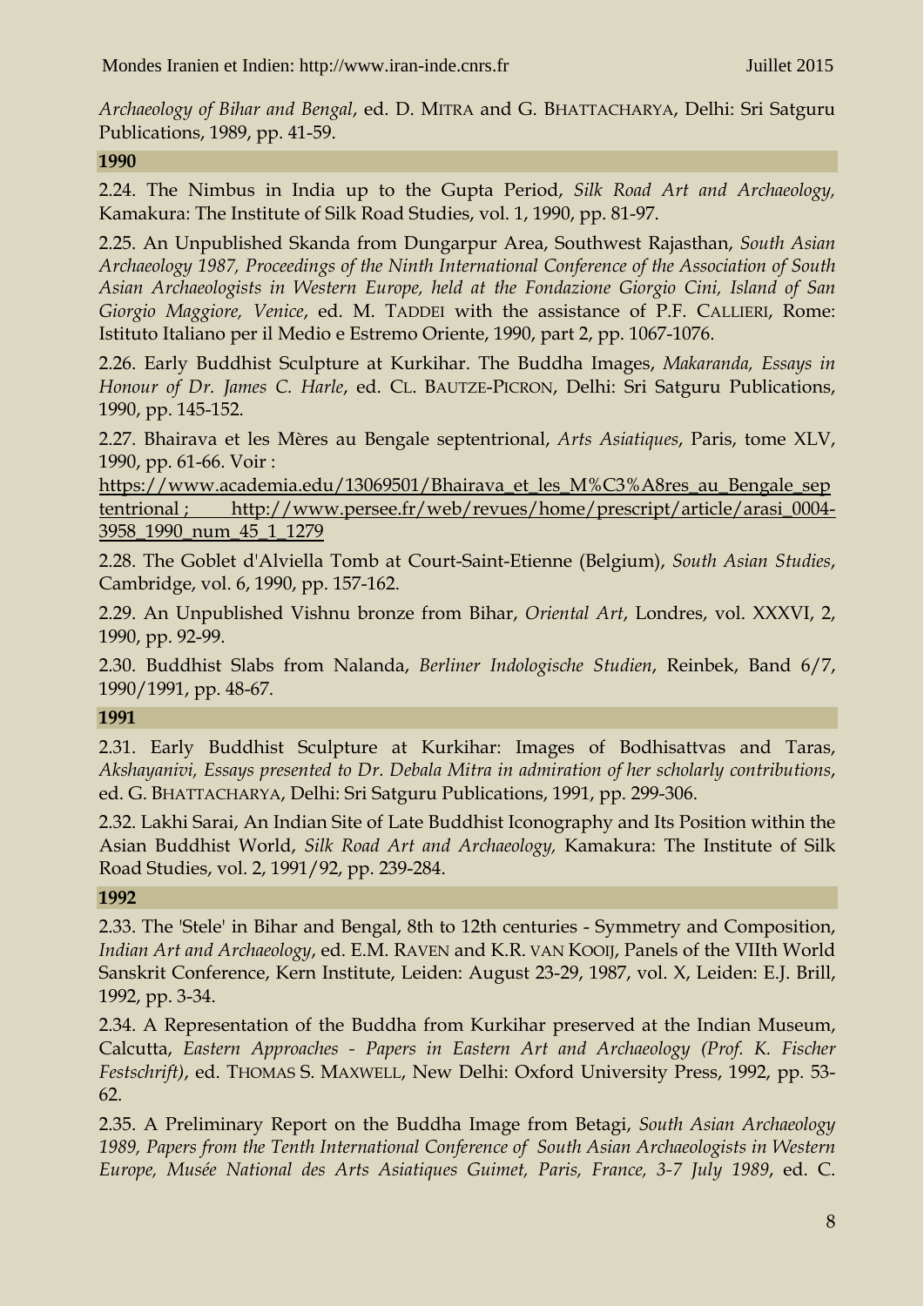*Archaeology of Bihar and Bengal*, ed. D. MITRA and G. BHATTACHARYA, Delhi: Sri Satguru Publications, 1989, pp. 41-59.

**1990**

2.24. The Nimbus in India up to the Gupta Period, *Silk Road Art and Archaeology,* Kamakura: The Institute of Silk Road Studies, vol. 1, 1990, pp. 81-97.

2.25. An Unpublished Skanda from Dungarpur Area, Southwest Rajasthan, *South Asian Archaeology 1987, Proceedings of the Ninth International Conference of the Association of South Asian Archaeologists in Western Europe, held at the Fondazione Giorgio Cini, Island of San Giorgio Maggiore, Venice*, ed. M. TADDEI with the assistance of P.F. CALLIERI, Rome: Istituto Italiano per il Medio e Estremo Oriente, 1990, part 2, pp. 1067-1076.

2.26. Early Buddhist Sculpture at Kurkihar. The Buddha Images, *Makaranda, Essays in Honour of Dr. James C. Harle*, ed. CL. BAUTZE-PICRON, Delhi: Sri Satguru Publications, 1990, pp. 145-152.

2.27. Bhairava et les Mères au Bengale septentrional, *Arts Asiatiques*, Paris, tome XLV, 1990, pp. 61-66. Voir : https://www.academia.edu/13069501/Bhairava_et_les_M%C3%A8res_au_Bengale_septentrional ; http://www.persee.fr/web/revues/home/prescript/article/arasi_0004-3958_1990_num_45_1_1279

2.28. The Goblet d'Alviella Tomb at Court-Saint-Etienne (Belgium), *South Asian Studies*, Cambridge, vol. 6, 1990, pp. 157-162.

2.29. An Unpublished Vishnu bronze from Bihar, *Oriental Art*, Londres, vol. XXXVI, 2, 1990, pp. 92-99.

2.30. Buddhist Slabs from Nalanda, *Berliner Indologische Studien*, Reinbek, Band 6/7, 1990/1991, pp. 48-67.

**1991**

2.31. Early Buddhist Sculpture at Kurkihar: Images of Bodhisattvas and Taras, *Akshayanivi, Essays presented to Dr. Debala Mitra in admiration of her scholarly contributions*, ed. G. BHATTACHARYA, Delhi: Sri Satguru Publications, 1991, pp. 299-306.

2.32. Lakhi Sarai, An Indian Site of Late Buddhist Iconography and Its Position within the Asian Buddhist World, *Silk Road Art and Archaeology,* Kamakura: The Institute of Silk Road Studies, vol. 2, 1991/92, pp. 239-284.

**1992**

2.33. The 'Stele' in Bihar and Bengal, 8th to 12th centuries - Symmetry and Composition, *Indian Art and Archaeology*, ed. E.M. RAVEN and K.R. VAN KOOIJ, Panels of the VIIth World Sanskrit Conference, Kern Institute, Leiden: August 23-29, 1987, vol. X, Leiden: E.J. Brill, 1992, pp. 3-34.

2.34. A Representation of the Buddha from Kurkihar preserved at the Indian Museum, Calcutta, *Eastern Approaches - Papers in Eastern Art and Archaeology (Prof. K. Fischer Festschrift)*, ed. THOMAS S. MAXWELL, New Delhi: Oxford University Press, 1992, pp. 53-62.

2.35. A Preliminary Report on the Buddha Image from Betagi, *South Asian Archaeology 1989, Papers from the Tenth International Conference of South Asian Archaeologists in Western Europe, Musée National des Arts Asiatiques Guimet, Paris, France, 3-7 July 1989*, ed. C.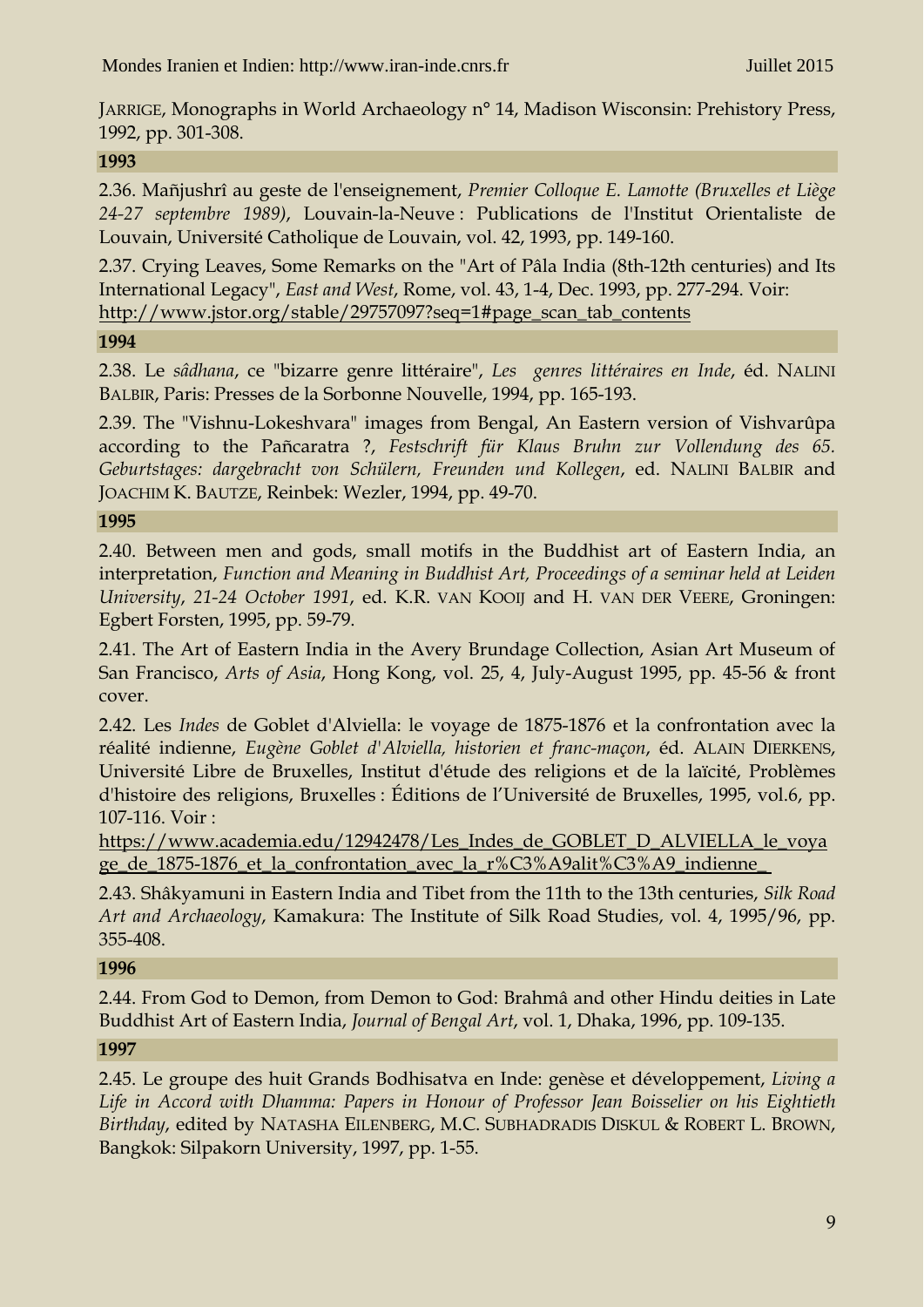JARRIGE, Monographs in World Archaeology n° 14, Madison Wisconsin: Prehistory Press, 1992, pp. 301-308.

**1993**

2.36. Mañjushrî au geste de l'enseignement, *Premier Colloque E. Lamotte (Bruxelles et Liège 24-27 septembre 1989)*, Louvain-la-Neuve : Publications de l'Institut Orientaliste de Louvain, Université Catholique de Louvain, vol. 42, 1993, pp. 149-160.

2.37. Crying Leaves, Some Remarks on the "Art of Pâla India (8th-12th centuries) and Its International Legacy", *East and West*, Rome, vol. 43, 1-4, Dec. 1993, pp. 277-294. Voir: http://www.jstor.org/stable/29757097?seq=1#page_scan_tab_contents

**1994**

2.38. Le *sâdhana*, ce "bizarre genre littéraire", *Les genres littéraires en Inde*, éd. NALINI BALBIR, Paris: Presses de la Sorbonne Nouvelle, 1994, pp. 165-193.

2.39. The "Vishnu-Lokeshvara" images from Bengal, An Eastern version of Vishvarûpa according to the Pañcaratra ?, *Festschrift für Klaus Bruhn zur Vollendung des 65. Geburtstages: dargebracht von Schülern, Freunden und Kollegen*, ed. NALINI BALBIR and JOACHIM K. BAUTZE, Reinbek: Wezler, 1994, pp. 49-70.

**1995**

2.40. Between men and gods, small motifs in the Buddhist art of Eastern India, an interpretation, *Function and Meaning in Buddhist Art, Proceedings of a seminar held at Leiden University, 21-24 October 1991*, ed. K.R. VAN KOOIJ and H. VAN DER VEERE, Groningen: Egbert Forsten, 1995, pp. 59-79.

2.41. The Art of Eastern India in the Avery Brundage Collection, Asian Art Museum of San Francisco, *Arts of Asia*, Hong Kong, vol. 25, 4, July-August 1995, pp. 45-56 & front cover.

2.42. Les *Indes* de Goblet d'Alviella: le voyage de 1875-1876 et la confrontation avec la réalité indienne, *Eugène Goblet d'Alviella, historien et franc-maçon*, éd. ALAIN DIERKENS, Université Libre de Bruxelles, Institut d'étude des religions et de la laïcité, Problèmes d'histoire des religions, Bruxelles : Éditions de l'Université de Bruxelles, 1995, vol.6, pp. 107-116. Voir : https://www.academia.edu/12942478/Les_Indes_de_GOBLET_D_ALVIELLA_le_voyage_de_1875-1876_et_la_confrontation_avec_la_r%C3%A9alit%C3%A9_indienne_

2.43. Shâkyamuni in Eastern India and Tibet from the 11th to the 13th centuries, *Silk Road Art and Archaeology*, Kamakura: The Institute of Silk Road Studies, vol. 4, 1995/96, pp. 355-408.

**1996**

2.44. From God to Demon, from Demon to God: Brahmâ and other Hindu deities in Late Buddhist Art of Eastern India, *Journal of Bengal Art*, vol. 1, Dhaka, 1996, pp. 109-135.

**1997**

2.45. Le groupe des huit Grands Bodhisatva en Inde: genèse et développement, *Living a Life in Accord with Dhamma: Papers in Honour of Professor Jean Boisselier on his Eightieth Birthday*, edited by NATASHA EILENBERG, M.C. SUBHADRADIS DISKUL & ROBERT L. BROWN, Bangkok: Silpakorn University, 1997, pp. 1-55.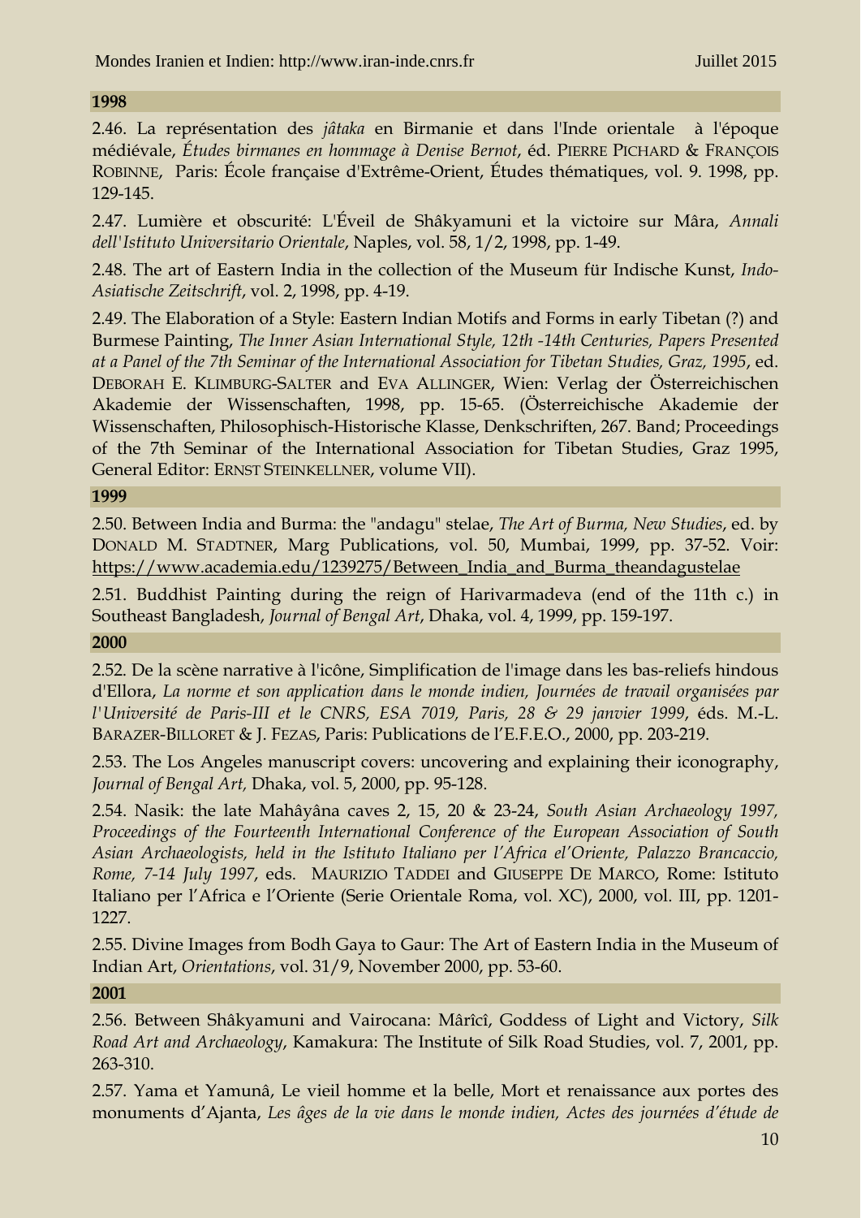**1998**

2.46. La représentation des *jâtaka* en Birmanie et dans l'Inde orientale à l'époque médiévale, *Études birmanes en hommage à Denise Bernot*, éd. PIERRE PICHARD & FRANÇOIS ROBINNE, Paris: École française d'Extrême-Orient, Études thématiques, vol. 9. 1998, pp. 129-145.

2.47. Lumière et obscurité: L'Éveil de Shâkyamuni et la victoire sur Mâra, *Annali dell'Istituto Universitario Orientale*, Naples, vol. 58, 1/2, 1998, pp. 1-49.

2.48. The art of Eastern India in the collection of the Museum für Indische Kunst, *Indo-Asiatische Zeitschrift*, vol. 2, 1998, pp. 4-19.

2.49. The Elaboration of a Style: Eastern Indian Motifs and Forms in early Tibetan (?) and Burmese Painting, *The Inner Asian International Style, 12th -14th Centuries, Papers Presented at a Panel of the 7th Seminar of the International Association for Tibetan Studies, Graz, 1995*, ed. DEBORAH E. KLIMBURG-SALTER and EVA ALLINGER, Wien: Verlag der Österreichischen Akademie der Wissenschaften, 1998, pp. 15-65. (Österreichische Akademie der Wissenschaften, Philosophisch-Historische Klasse, Denkschriften, 267. Band; Proceedings of the 7th Seminar of the International Association for Tibetan Studies, Graz 1995, General Editor: ERNST STEINKELLNER, volume VII).

**1999**

2.50. Between India and Burma: the "andagu" stelae, *The Art of Burma, New Studies*, ed. by DONALD M. STADTNER, Marg Publications, vol. 50, Mumbai, 1999, pp. 37-52. Voir: https://www.academia.edu/1239275/Between_India_and_Burma_theandagustelae

2.51. Buddhist Painting during the reign of Harivarmadeva (end of the 11th c.) in Southeast Bangladesh, *Journal of Bengal Art*, Dhaka, vol. 4, 1999, pp. 159-197.

**2000**

2.52. De la scène narrative à l'icône, Simplification de l'image dans les bas-reliefs hindous d'Ellora, *La norme et son application dans le monde indien, Journées de travail organisées par l'Université de Paris-III et le CNRS, ESA 7019, Paris, 28 & 29 janvier 1999*, éds. M.-L. BARAZER-BILLORET & J. FEZAS, Paris: Publications de l'E.F.E.O., 2000, pp. 203-219.

2.53. The Los Angeles manuscript covers: uncovering and explaining their iconography, *Journal of Bengal Art,* Dhaka, vol. 5, 2000, pp. 95-128.

2.54. Nasik: the late Mahâyâna caves 2, 15, 20 & 23-24, *South Asian Archaeology 1997, Proceedings of the Fourteenth International Conference of the European Association of South Asian Archaeologists, held in the Istituto Italiano per l'Africa el'Oriente, Palazzo Brancaccio, Rome, 7-14 July 1997*, eds. MAURIZIO TADDEI and GIUSEPPE DE MARCO, Rome: Istituto Italiano per l'Africa e l'Oriente (Serie Orientale Roma, vol. XC), 2000, vol. III, pp. 1201-1227.

2.55. Divine Images from Bodh Gaya to Gaur: The Art of Eastern India in the Museum of Indian Art, *Orientations*, vol. 31/9, November 2000, pp. 53-60.

**2001**

2.56. Between Shâkyamuni and Vairocana: Mârîcî, Goddess of Light and Victory, *Silk Road Art and Archaeology*, Kamakura: The Institute of Silk Road Studies, vol. 7, 2001, pp. 263-310.

2.57. Yama et Yamunâ, Le vieil homme et la belle, Mort et renaissance aux portes des monuments d'Ajanta, *Les âges de la vie dans le monde indien, Actes des journées d'étude de*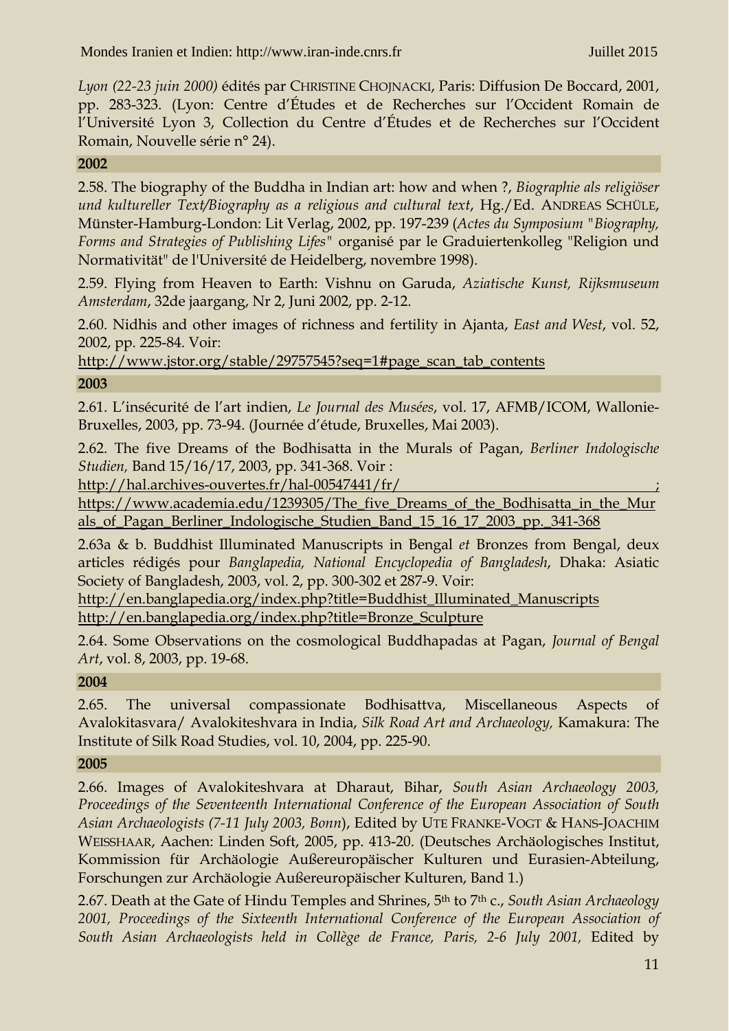*Lyon (22-23 juin 2000)* édités par CHRISTINE CHOJNACKI, Paris: Diffusion De Boccard, 2001, pp. 283-323. (Lyon: Centre d'Études et de Recherches sur l'Occident Romain de l'Université Lyon 3, Collection du Centre d'Études et de Recherches sur l'Occident Romain, Nouvelle série n° 24).

**2002**

2.58. The biography of the Buddha in Indian art: how and when ?, *Biographie als religiöser und kultureller Text/Biography as a religious and cultural text*, Hg./Ed. ANDREAS SCHÜLE, Münster-Hamburg-London: Lit Verlag, 2002, pp. 197-239 (*Actes du Symposium "Biography, Forms and Strategies of Publishing Lifes"* organisé par le Graduiertenkolleg "Religion und Normativität" de l'Université de Heidelberg, novembre 1998).

2.59. Flying from Heaven to Earth: Vishnu on Garuda, *Aziatische Kunst, Rijksmuseum Amsterdam*, 32de jaargang, Nr 2, Juni 2002, pp. 2-12.

2.60. Nidhis and other images of richness and fertility in Ajanta, *East and West*, vol. 52, 2002, pp. 225-84. Voir:
http://www.jstor.org/stable/29757545?seq=1#page_scan_tab_contents

**2003**

2.61. L'insécurité de l'art indien, *Le Journal des Musées*, vol. 17, AFMB/ICOM, Wallonie-Bruxelles, 2003, pp. 73-94. (Journée d'étude, Bruxelles, Mai 2003).

2.62. The five Dreams of the Bodhisatta in the Murals of Pagan, *Berliner Indologische Studien,* Band 15/16/17, 2003, pp. 341-368. Voir :
http://hal.archives-ouvertes.fr/hal-00547441/fr/ ;
https://www.academia.edu/1239305/The_five_Dreams_of_the_Bodhisatta_in_the_Murals_of_Pagan_Berliner_Indologische_Studien_Band_15_16_17_2003_pp._341-368

2.63a & b. Buddhist Illuminated Manuscripts in Bengal *et* Bronzes from Bengal, deux articles rédigés pour *Banglapedia, National Encyclopedia of Bangladesh*, Dhaka: Asiatic Society of Bangladesh, 2003, vol. 2, pp. 300-302 et 287-9. Voir:
http://en.banglapedia.org/index.php?title=Buddhist_Illuminated_Manuscripts
http://en.banglapedia.org/index.php?title=Bronze_Sculpture

2.64. Some Observations on the cosmological Buddhapadas at Pagan, *Journal of Bengal Art*, vol. 8, 2003, pp. 19-68.

**2004**

2.65. The universal compassionate Bodhisattva, Miscellaneous Aspects of Avalokitasvara/ Avalokiteshvara in India, *Silk Road Art and Archaeology,* Kamakura: The Institute of Silk Road Studies, vol. 10, 2004, pp. 225-90.

**2005**

2.66. Images of Avalokiteshvara at Dharaut, Bihar, *South Asian Archaeology 2003, Proceedings of the Seventeenth International Conference of the European Association of South Asian Archaeologists (7-11 July 2003, Bonn*), Edited by UTE FRANKE-VOGT & HANS-JOACHIM WEISSHAAR, Aachen: Linden Soft, 2005, pp. 413-20. (Deutsches Archäologisches Institut, Kommission für Archäologie Außereuropäischer Kulturen und Eurasien-Abteilung, Forschungen zur Archäologie Außereuropäischer Kulturen, Band 1.)

2.67. Death at the Gate of Hindu Temples and Shrines, 5th to 7th c., *South Asian Archaeology 2001, Proceedings of the Sixteenth International Conference of the European Association of South Asian Archaeologists held in Collège de France, Paris, 2-6 July 2001,* Edited by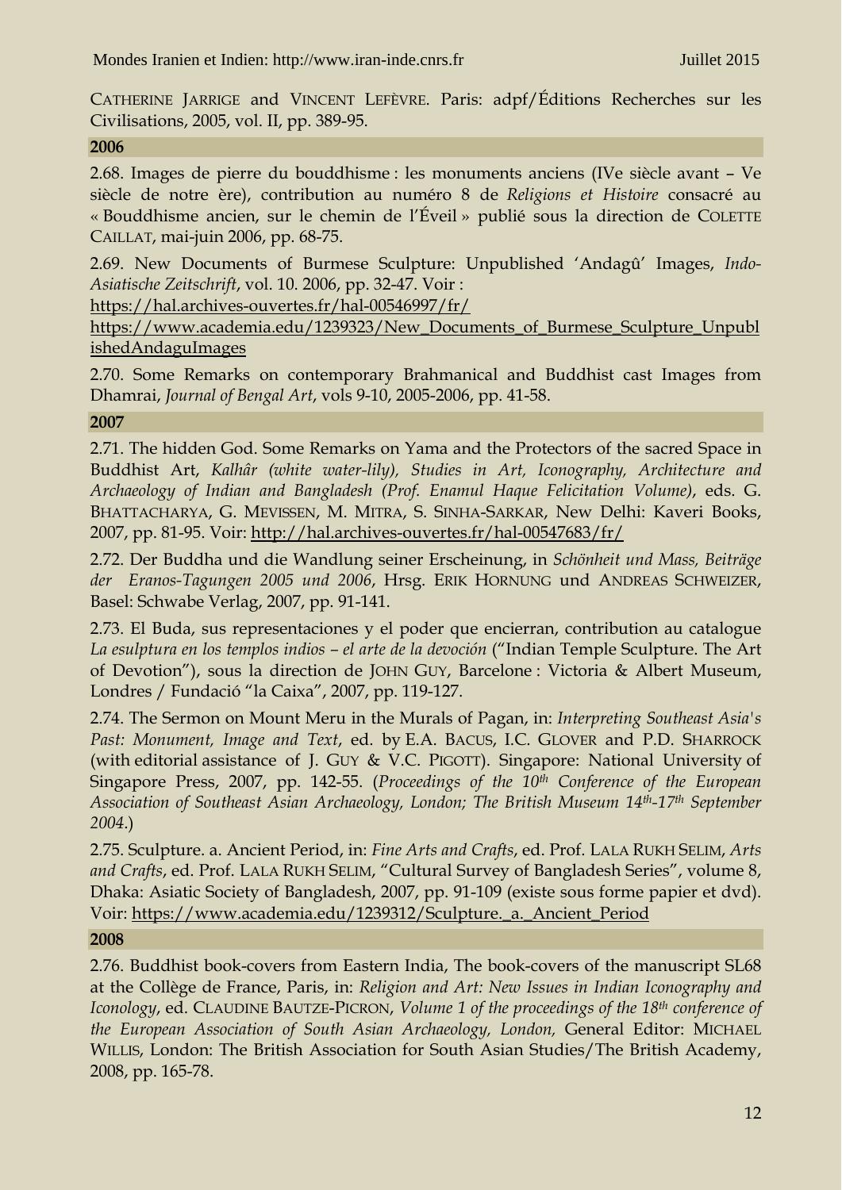CATHERINE JARRIGE and VINCENT LEFÈVRE. Paris: adpf/Éditions Recherches sur les Civilisations, 2005, vol. II, pp. 389-95.

**2006**

2.68. Images de pierre du bouddhisme : les monuments anciens (IVe siècle avant – Ve siècle de notre ère), contribution au numéro 8 de *Religions et Histoire* consacré au « Bouddhisme ancien, sur le chemin de l'Éveil » publié sous la direction de COLETTE CAILLAT, mai-juin 2006, pp. 68-75.

2.69. New Documents of Burmese Sculpture: Unpublished 'Andagû' Images, *Indo-Asiatische Zeitschrift*, vol. 10. 2006, pp. 32-47. Voir :
https://hal.archives-ouvertes.fr/hal-00546997/fr/
https://www.academia.edu/1239323/New_Documents_of_Burmese_Sculpture_UnpublishedAndaguImages

2.70. Some Remarks on contemporary Brahmanical and Buddhist cast Images from Dhamrai, *Journal of Bengal Art*, vols 9-10, 2005-2006, pp. 41-58.

**2007**

2.71. The hidden God. Some Remarks on Yama and the Protectors of the sacred Space in Buddhist Art, *Kalhâr (white water-lily), Studies in Art, Iconography, Architecture and Archaeology of Indian and Bangladesh (Prof. Enamul Haque Felicitation Volume)*, eds. G. BHATTACHARYA, G. MEVISSEN, M. MITRA, S. SINHA-SARKAR, New Delhi: Kaveri Books, 2007, pp. 81-95. Voir: http://hal.archives-ouvertes.fr/hal-00547683/fr/

2.72. Der Buddha und die Wandlung seiner Erscheinung, in *Schönheit und Mass, Beiträge der Eranos-Tagungen 2005 und 2006*, Hrsg. ERIK HORNUNG und ANDREAS SCHWEIZER, Basel: Schwabe Verlag, 2007, pp. 91-141.

2.73. El Buda, sus representaciones y el poder que encierran, contribution au catalogue *La esulptura en los templos indios – el arte de la devoción* ("Indian Temple Sculpture. The Art of Devotion"), sous la direction de JOHN GUY, Barcelone : Victoria & Albert Museum, Londres / Fundació "la Caixa", 2007, pp. 119-127.

2.74. The Sermon on Mount Meru in the Murals of Pagan, in: *Interpreting Southeast Asia's Past: Monument, Image and Text*, ed. by E.A. BACUS, I.C. GLOVER and P.D. SHARROCK (with editorial assistance of J. GUY & V.C. PIGOTT). Singapore: National University of Singapore Press, 2007, pp. 142-55. (*Proceedings of the 10th Conference of the European Association of Southeast Asian Archaeology, London; The British Museum 14th-17th September 2004.*)

2.75. Sculpture. a. Ancient Period, in: *Fine Arts and Crafts*, ed. Prof. LALA RUKH SELIM, *Arts and Crafts*, ed. Prof. LALA RUKH SELIM, "Cultural Survey of Bangladesh Series", volume 8, Dhaka: Asiatic Society of Bangladesh, 2007, pp. 91-109 (existe sous forme papier et dvd). Voir: https://www.academia.edu/1239312/Sculpture._a._Ancient_Period

**2008**

2.76. Buddhist book-covers from Eastern India, The book-covers of the manuscript SL68 at the Collège de France, Paris, in: *Religion and Art: New Issues in Indian Iconography and Iconology*, ed. CLAUDINE BAUTZE-PICRON, *Volume 1 of the proceedings of the 18th conference of the European Association of South Asian Archaeology, London,* General Editor: MICHAEL WILLIS, London: The British Association for South Asian Studies/The British Academy, 2008, pp. 165-78.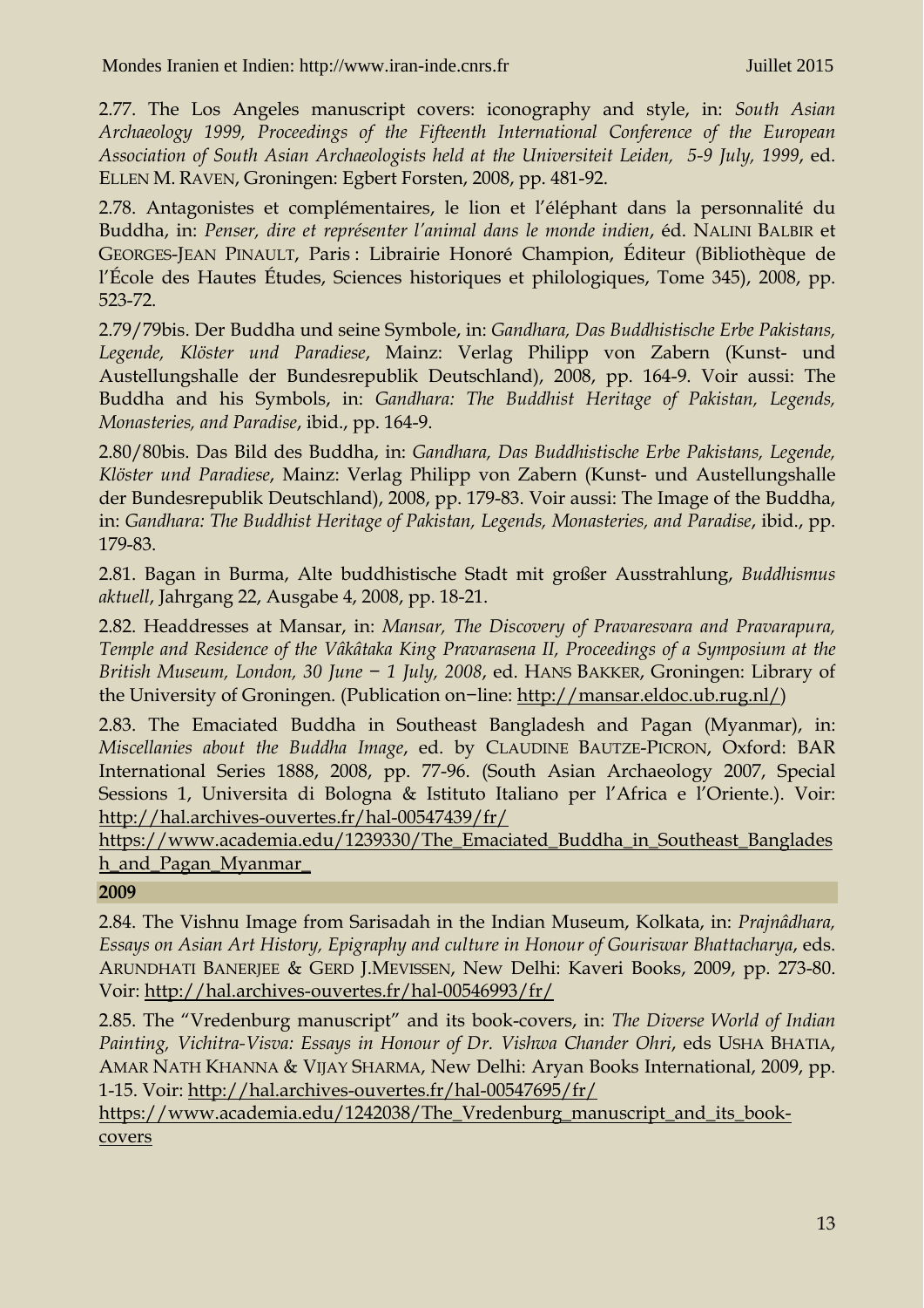2.77. The Los Angeles manuscript covers: iconography and style, in: *South Asian Archaeology 1999, Proceedings of the Fifteenth International Conference of the European Association of South Asian Archaeologists held at the Universiteit Leiden, 5-9 July, 1999*, ed. ELLEN M. RAVEN, Groningen: Egbert Forsten, 2008, pp. 481-92.

2.78. Antagonistes et complémentaires, le lion et l'éléphant dans la personnalité du Buddha, in: *Penser, dire et représenter l'animal dans le monde indien*, éd. NALINI BALBIR et GEORGES-JEAN PINAULT, Paris : Librairie Honoré Champion, Éditeur (Bibliothèque de l'École des Hautes Études, Sciences historiques et philologiques, Tome 345), 2008, pp. 523-72.

2.79/79bis. Der Buddha und seine Symbole, in: *Gandhara, Das Buddhistische Erbe Pakistans, Legende, Klöster und Paradiese*, Mainz: Verlag Philipp von Zabern (Kunst- und Austellungshalle der Bundesrepublik Deutschland), 2008, pp. 164-9. Voir aussi: The Buddha and his Symbols, in: *Gandhara: The Buddhist Heritage of Pakistan, Legends, Monasteries, and Paradise*, ibid., pp. 164-9.

2.80/80bis. Das Bild des Buddha, in: *Gandhara, Das Buddhistische Erbe Pakistans, Legende, Klöster und Paradiese*, Mainz: Verlag Philipp von Zabern (Kunst- und Austellungshalle der Bundesrepublik Deutschland), 2008, pp. 179-83. Voir aussi: The Image of the Buddha, in: *Gandhara: The Buddhist Heritage of Pakistan, Legends, Monasteries, and Paradise*, ibid., pp. 179-83.

2.81. Bagan in Burma, Alte buddhistische Stadt mit großer Ausstrahlung, *Buddhismus aktuell*, Jahrgang 22, Ausgabe 4, 2008, pp. 18-21.

2.82. Headdresses at Mansar, in: *Mansar, The Discovery of Pravaresvara and Pravarapura, Temple and Residence of the Vâkâtaka King Pravarasena II, Proceedings of a Symposium at the British Museum, London, 30 June − 1 July, 2008*, ed. HANS BAKKER, Groningen: Library of the University of Groningen. (Publication on−line: http://mansar.eldoc.ub.rug.nl/)

2.83. The Emaciated Buddha in Southeast Bangladesh and Pagan (Myanmar), in: *Miscellanies about the Buddha Image*, ed. by CLAUDINE BAUTZE-PICRON, Oxford: BAR International Series 1888, 2008, pp. 77-96. (South Asian Archaeology 2007, Special Sessions 1, Universita di Bologna & Istituto Italiano per l'Africa e l'Oriente.). Voir: http://hal.archives-ouvertes.fr/hal-00547439/fr/
https://www.academia.edu/1239330/The_Emaciated_Buddha_in_Southeast_Bangladesh_and_Pagan_Myanmar_

**2009**

2.84. The Vishnu Image from Sarisadah in the Indian Museum, Kolkata, in: *Prajnâdhara, Essays on Asian Art History, Epigraphy and culture in Honour of Gouriswar Bhattacharya*, eds. ARUNDHATI BANERJEE & GERD J.MEVISSEN, New Delhi: Kaveri Books, 2009, pp. 273-80. Voir: http://hal.archives-ouvertes.fr/hal-00546993/fr/

2.85. The "Vredenburg manuscript" and its book-covers, in: *The Diverse World of Indian Painting, Vichitra-Visva: Essays in Honour of Dr. Vishwa Chander Ohri*, eds USHA BHATIA, AMAR NATH KHANNA & VIJAY SHARMA, New Delhi: Aryan Books International, 2009, pp. 1-15. Voir: http://hal.archives-ouvertes.fr/hal-00547695/fr/
https://www.academia.edu/1242038/The_Vredenburg_manuscript_and_its_book-covers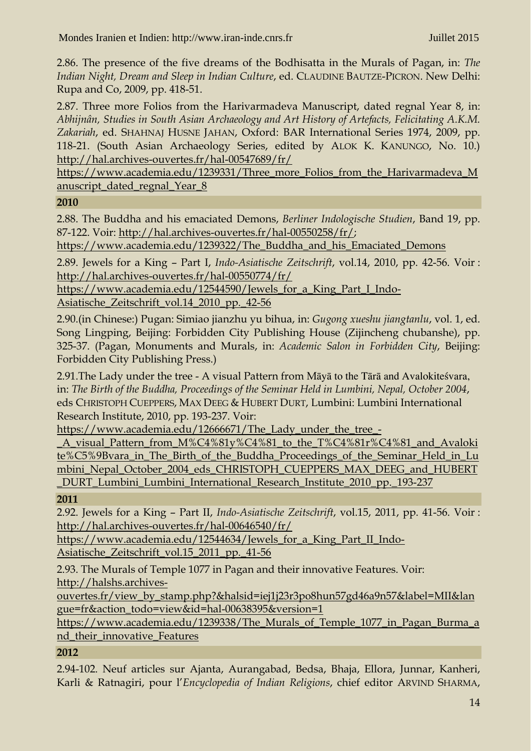2.86. The presence of the five dreams of the Bodhisatta in the Murals of Pagan, in: *The Indian Night, Dream and Sleep in Indian Culture*, ed. CLAUDINE BAUTZE-PICRON. New Delhi: Rupa and Co, 2009, pp. 418-51.

2.87. Three more Folios from the Harivarmadeva Manuscript, dated regnal Year 8, in: *Abhijnân, Studies in South Asian Archaeology and Art History of Artefacts, Felicitating A.K.M. Zakariah*, ed. SHAHNAJ HUSNE JAHAN, Oxford: BAR International Series 1974, 2009, pp. 118-21. (South Asian Archaeology Series, edited by ALOK K. KANUNGO, No. 10.) http://hal.archives-ouvertes.fr/hal-00547689/fr/ https://www.academia.edu/1239331/Three_more_Folios_from_the_Harivarmadeva_Manuscript_dated_regnal_Year_8

**2010**

2.88. The Buddha and his emaciated Demons, *Berliner Indologische Studien*, Band 19, pp. 87-122. Voir: http://hal.archives-ouvertes.fr/hal-00550258/fr/; https://www.academia.edu/1239322/The_Buddha_and_his_Emaciated_Demons

2.89. Jewels for a King – Part I, *Indo-Asiatische Zeitschrift*, vol.14, 2010, pp. 42-56. Voir : http://hal.archives-ouvertes.fr/hal-00550774/fr/ https://www.academia.edu/12544590/Jewels_for_a_King_Part_I_Indo-Asiatische_Zeitschrift_vol.14_2010_pp._42-56

2.90.(in Chinese:) Pugan: Simiao jianzhu yu bihua, in: *Gugong xueshu jiangtanlu*, vol. 1, ed. Song Lingping, Beijing: Forbidden City Publishing House (Zijincheng chubanshe), pp. 325-37. (Pagan, Monuments and Murals, in: *Academic Salon in Forbidden City*, Beijing: Forbidden City Publishing Press.)

2.91.The Lady under the tree - A visual Pattern from Māyā to the Tārā and Avalokiteśvara, in: *The Birth of the Buddha, Proceedings of the Seminar Held in Lumbini, Nepal, October 2004*, eds CHRISTOPH CUEPPERS, MAX DEEG & HUBERT DURT, Lumbini: Lumbini International Research Institute, 2010, pp. 193-237. Voir: https://www.academia.edu/12666671/The_Lady_under_the_tree_-_A_visual_Pattern_from_M%C4%81y%C4%81_to_the_T%C4%81r%C4%81_and_Avalokite%C5%9Bvara_in_The_Birth_of_the_Buddha_Proceedings_of_the_Seminar_Held_in_Lumbini_Nepal_October_2004_eds_CHRISTOPH_CUEPPERS_MAX_DEEG_and_HUBERT_DURT_Lumbini_Lumbini_International_Research_Institute_2010_pp._193-237

**2011**

2.92. Jewels for a King – Part II, *Indo-Asiatische Zeitschrift*, vol.15, 2011, pp. 41-56. Voir : http://hal.archives-ouvertes.fr/hal-00646540/fr/ https://www.academia.edu/12544634/Jewels_for_a_King_Part_II_Indo-Asiatische_Zeitschrift_vol.15_2011_pp._41-56

2.93. The Murals of Temple 1077 in Pagan and their innovative Features. Voir: http://halshs.archives-ouvertes.fr/view_by_stamp.php?&halsid=iej1j23r3po8hun57gd46a9n57&label=MII&langue=fr&action_todo=view&id=hal-00638395&version=1 https://www.academia.edu/1239338/The_Murals_of_Temple_1077_in_Pagan_Burma_and_their_innovative_Features

**2012**

2.94-102. Neuf articles sur Ajanta, Aurangabad, Bedsa, Bhaja, Ellora, Junnar, Kanheri, Karli & Ratnagiri, pour l'*Encyclopedia of Indian Religions*, chief editor ARVIND SHARMA,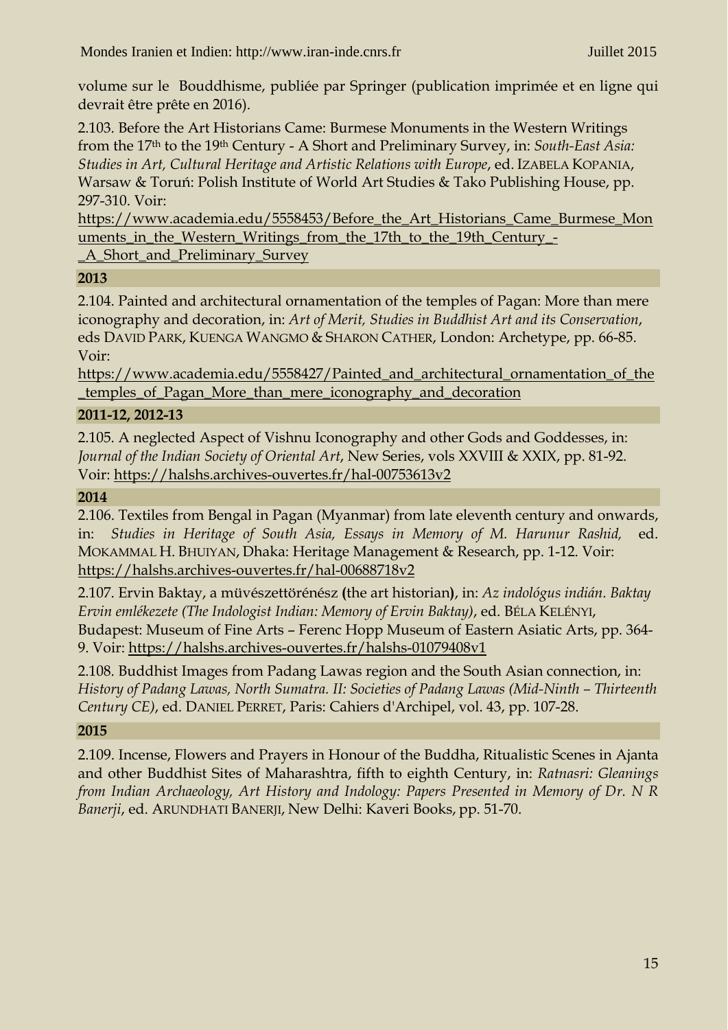volume sur le  Bouddhisme, publiée par Springer (publication imprimée et en ligne qui devrait être prête en 2016).

2.103. Before the Art Historians Came: Burmese Monuments in the Western Writings from the 17th to the 19th Century - A Short and Preliminary Survey, in: *South-East Asia: Studies in Art, Cultural Heritage and Artistic Relations with Europe*, ed. IZABELA KOPANIA, Warsaw & Toruń: Polish Institute of World Art Studies & Tako Publishing House, pp. 297-310. Voir: https://www.academia.edu/5558453/Before_the_Art_Historians_Came_Burmese_Monuments_in_the_Western_Writings_from_the_17th_to_the_19th_Century_-_A_Short_and_Preliminary_Survey

**2013**

2.104. Painted and architectural ornamentation of the temples of Pagan: More than mere iconography and decoration, in: *Art of Merit, Studies in Buddhist Art and its Conservation*, eds DAVID PARK, KUENGA WANGMO & SHARON CATHER, London: Archetype, pp. 66-85. Voir: https://www.academia.edu/5558427/Painted_and_architectural_ornamentation_of_the_temples_of_Pagan_More_than_mere_iconography_and_decoration

**2011-12, 2012-13**

2.105. A neglected Aspect of Vishnu Iconography and other Gods and Goddesses, in: *Journal of the Indian Society of Oriental Art*, New Series, vols XXVIII & XXIX, pp. 81-92. Voir: https://halshs.archives-ouvertes.fr/hal-00753613v2

**2014**

2.106. Textiles from Bengal in Pagan (Myanmar) from late eleventh century and onwards, in: *Studies in Heritage of South Asia, Essays in Memory of M. Harunur Rashid,* ed. MOKAMMAL H. BHUIYAN, Dhaka: Heritage Management & Research, pp. 1-12. Voir: https://halshs.archives-ouvertes.fr/hal-00688718v2

2.107. Ervin Baktay, a müvészettörénész **(**the art historian**)**, in: *Az indológus indián. Baktay Ervin emlékezete (The Indologist Indian: Memory of Ervin Baktay)*, ed. BÉLA KELÉNYI, Budapest: Museum of Fine Arts – Ferenc Hopp Museum of Eastern Asiatic Arts, pp. 364-9. Voir: https://halshs.archives-ouvertes.fr/halshs-01079408v1

2.108. Buddhist Images from Padang Lawas region and the South Asian connection, in: *History of Padang Lawas, North Sumatra. II: Societies of Padang Lawas (Mid-Ninth – Thirteenth Century CE)*, ed. DANIEL PERRET, Paris: Cahiers d'Archipel, vol. 43, pp. 107-28.

**2015**

2.109. Incense, Flowers and Prayers in Honour of the Buddha, Ritualistic Scenes in Ajanta and other Buddhist Sites of Maharashtra, fifth to eighth Century, in: *Ratnasri: Gleanings from Indian Archaeology, Art History and Indology: Papers Presented in Memory of Dr. N R Banerji*, ed. ARUNDHATI BANERJI, New Delhi: Kaveri Books, pp. 51-70.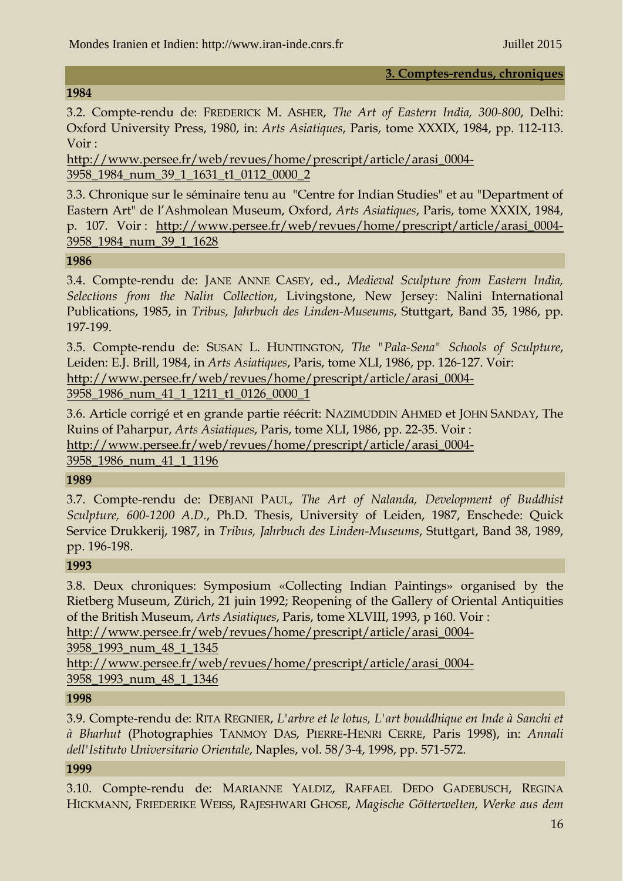## 3. Comptes-rendus, chroniques

### 1984

3.2. Compte-rendu de: FREDERICK M. ASHER, *The Art of Eastern India, 300-800*, Delhi: Oxford University Press, 1980, in: *Arts Asiatiques*, Paris, tome XXXIX, 1984, pp. 112-113. Voir : http://www.persee.fr/web/revues/home/prescript/article/arasi_0004-3958_1984_num_39_1_1631_t1_0112_0000_2

3.3. Chronique sur le séminaire tenu au "Centre for Indian Studies" et au "Department of Eastern Art" de l'Ashmolean Museum, Oxford, *Arts Asiatiques*, Paris, tome XXXIX, 1984, p. 107. Voir : http://www.persee.fr/web/revues/home/prescript/article/arasi_0004-3958_1984_num_39_1_1628

### 1986

3.4. Compte-rendu de: JANE ANNE CASEY, ed., *Medieval Sculpture from Eastern India, Selections from the Nalin Collection*, Livingstone, New Jersey: Nalini International Publications, 1985, in *Tribus, Jahrbuch des Linden-Museums*, Stuttgart, Band 35, 1986, pp. 197-199.

3.5. Compte-rendu de: SUSAN L. HUNTINGTON, *The "Pala-Sena" Schools of Sculpture*, Leiden: E.J. Brill, 1984, in *Arts Asiatiques*, Paris, tome XLI, 1986, pp. 126-127. Voir: http://www.persee.fr/web/revues/home/prescript/article/arasi_0004-3958_1986_num_41_1_1211_t1_0126_0000_1

3.6. Article corrigé et en grande partie réécrit: NAZIMUDDIN AHMED et JOHN SANDAY, The Ruins of Paharpur, *Arts Asiatiques*, Paris, tome XLI, 1986, pp. 22-35. Voir : http://www.persee.fr/web/revues/home/prescript/article/arasi_0004-3958_1986_num_41_1_1196

### 1989

3.7. Compte-rendu de: DEBJANI PAUL, *The Art of Nalanda, Development of Buddhist Sculpture, 600-1200 A.D.*, Ph.D. Thesis, University of Leiden, 1987, Enschede: Quick Service Drukkerij, 1987, in *Tribus, Jahrbuch des Linden-Museums*, Stuttgart, Band 38, 1989, pp. 196-198.

### 1993

3.8. Deux chroniques: Symposium «Collecting Indian Paintings» organised by the Rietberg Museum, Zürich, 21 juin 1992; Reopening of the Gallery of Oriental Antiquities of the British Museum, *Arts Asiatiques*, Paris, tome XLVIII, 1993, p 160. Voir : http://www.persee.fr/web/revues/home/prescript/article/arasi_0004-3958_1993_num_48_1_1345 http://www.persee.fr/web/revues/home/prescript/article/arasi_0004-3958_1993_num_48_1_1346

### 1998

3.9. Compte-rendu de: RITA REGNIER, *L'arbre et le lotus, L'art bouddhique en Inde à Sanchi et à Bharhut* (Photographies TANMOY DAS, PIERRE-HENRI CERRE, Paris 1998), in: *Annali dell'Istituto Universitario Orientale*, Naples, vol. 58/3-4, 1998, pp. 571-572.

### 1999

3.10. Compte-rendu de: MARIANNE YALDIZ, RAFFAEL DEDO GADEBUSCH, REGINA HICKMANN, FRIEDERIKE WEISS, RAJESHWARI GHOSE, *Magische Götterwelten, Werke aus dem*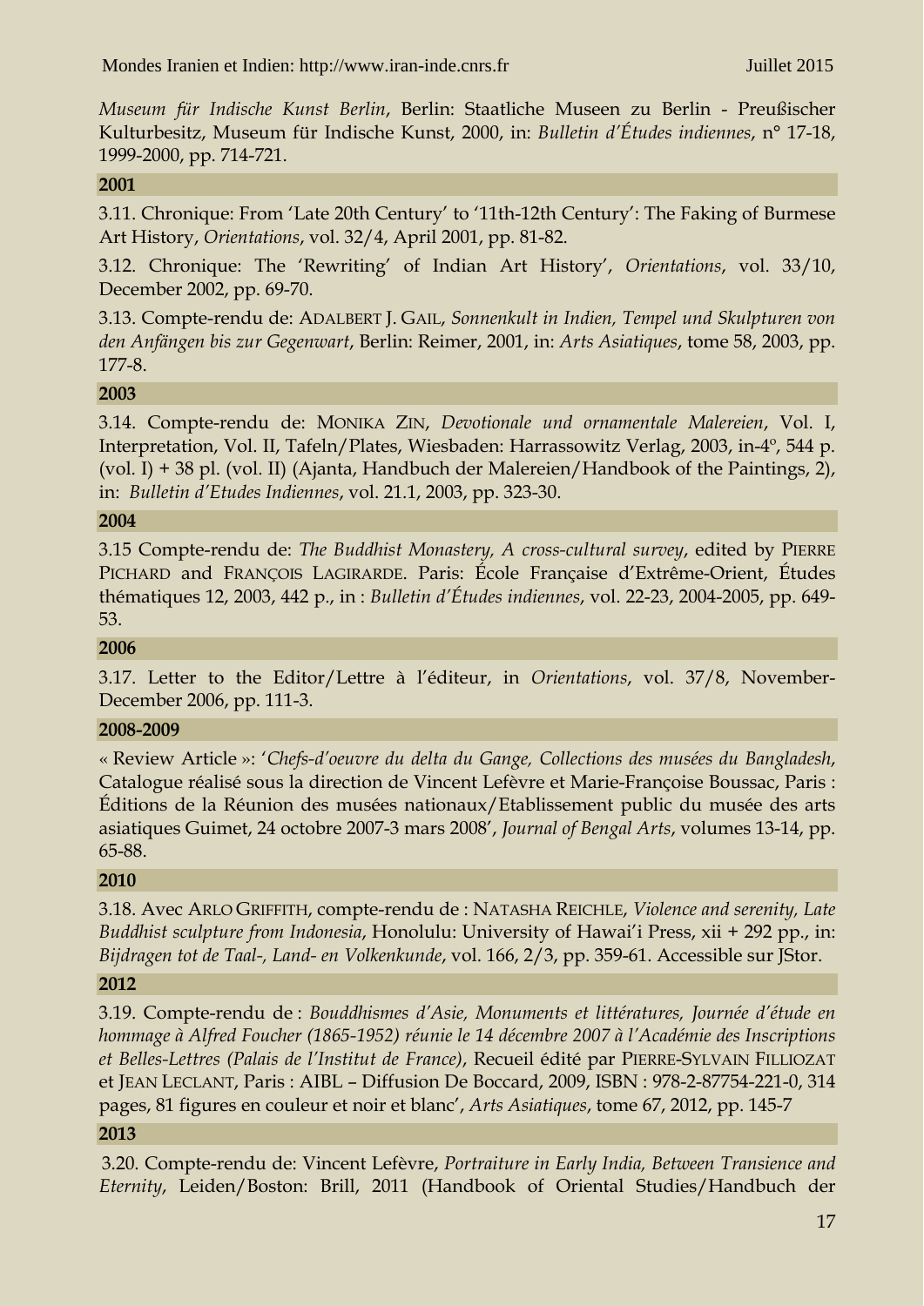*Museum für Indische Kunst Berlin*, Berlin: Staatliche Museen zu Berlin - Preußischer Kulturbesitz, Museum für Indische Kunst, 2000, in: *Bulletin d'Études indiennes*, n° 17-18, 1999-2000, pp. 714-721.

**2001**

3.11. Chronique: From 'Late 20th Century' to '11th-12th Century': The Faking of Burmese Art History, *Orientations*, vol. 32/4, April 2001, pp. 81-82.

3.12. Chronique: The 'Rewriting' of Indian Art History', *Orientations*, vol. 33/10, December 2002, pp. 69-70.

3.13. Compte-rendu de: ADALBERT J. GAIL, *Sonnenkult in Indien, Tempel und Skulpturen von den Anfängen bis zur Gegenwart*, Berlin: Reimer, 2001, in: *Arts Asiatiques*, tome 58, 2003, pp. 177-8.

**2003**

3.14. Compte-rendu de: MONIKA ZIN, *Devotionale und ornamentale Malereien*, Vol. I, Interpretation, Vol. II, Tafeln/Plates, Wiesbaden: Harrassowitz Verlag, 2003, in-4º, 544 p. (vol. I) + 38 pl. (vol. II) (Ajanta, Handbuch der Malereien/Handbook of the Paintings, 2), in: *Bulletin d'Etudes Indiennes*, vol. 21.1, 2003, pp. 323-30.

**2004**

3.15 Compte-rendu de: *The Buddhist Monastery, A cross-cultural survey*, edited by PIERRE PICHARD and FRANÇOIS LAGIRARDE. Paris: École Française d'Extrême-Orient, Études thématiques 12, 2003, 442 p., in : *Bulletin d'Études indiennes*, vol. 22-23, 2004-2005, pp. 649-53.

**2006**

3.17. Letter to the Editor/Lettre à l'éditeur, in *Orientations*, vol. 37/8, November-December 2006, pp. 111-3.

**2008-2009**

« Review Article »: '*Chefs-d'oeuvre du delta du Gange, Collections des musées du Bangladesh*, Catalogue réalisé sous la direction de Vincent Lefèvre et Marie-Françoise Boussac, Paris : Éditions de la Réunion des musées nationaux/Etablissement public du musée des arts asiatiques Guimet, 24 octobre 2007-3 mars 2008', *Journal of Bengal Arts*, volumes 13-14, pp. 65-88.

**2010**

3.18. Avec ARLO GRIFFITH, compte-rendu de : NATASHA REICHLE, *Violence and serenity, Late Buddhist sculpture from Indonesia*, Honolulu: University of Hawai'i Press, xii + 292 pp., in: *Bijdragen tot de Taal-, Land- en Volkenkunde*, vol. 166, 2/3, pp. 359-61. Accessible sur JStor.

**2012**

3.19. Compte-rendu de : *Bouddhismes d'Asie, Monuments et littératures, Journée d'étude en hommage à Alfred Foucher (1865-1952) réunie le 14 décembre 2007 à l'Académie des Inscriptions et Belles-Lettres (Palais de l'Institut de France)*, Recueil édité par PIERRE-SYLVAIN FILLIOZAT et JEAN LECLANT, Paris : AIBL – Diffusion De Boccard, 2009, ISBN : 978-2-87754-221-0, 314 pages, 81 figures en couleur et noir et blanc', *Arts Asiatiques*, tome 67, 2012, pp. 145-7

**2013**

3.20. Compte-rendu de: Vincent Lefèvre, *Portraiture in Early India, Between Transience and Eternity*, Leiden/Boston: Brill, 2011 (Handbook of Oriental Studies/Handbuch der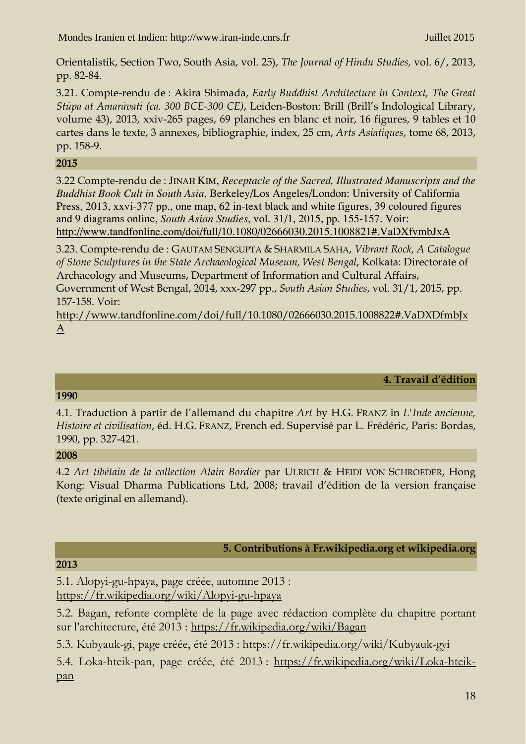Orientalistik, Section Two, South Asia, vol. 25), *The Journal of Hindu Studies,* vol. 6/, 2013, pp. 82-84.

3.21. Compte-rendu de : Akira Shimada, *Early Buddhist Architecture in Context, The Great Stūpa at Amarāvatī (ca. 300 BCE-300 CE)*, Leiden-Boston: Brill (Brill's Indological Library, volume 43), 2013, xxiv-265 pages, 69 planches en blanc et noir, 16 figures, 9 tables et 10 cartes dans le texte, 3 annexes, bibliographie, index, 25 cm, *Arts Asiatiques*, tome 68, 2013, pp. 158-9.

**2015**

3.22 Compte-rendu de : JINAH KIM, *Receptacle of the Sacred, Illustrated Manuscripts and the Buddhist Book Cult in South Asia*, Berkeley/Los Angeles/London: University of California Press, 2013, xxvi-377 pp., one map, 62 in-text black and white figures, 39 coloured figures and 9 diagrams online, *South Asian Studies*, vol. 31/1, 2015, pp. 155-157. Voir: http://www.tandfonline.com/doi/full/10.1080/02666030.2015.1008821#.VaDXfvmbJxA

3.23. Compte-rendu de : GAUTAM SENGUPTA & SHARMILA SAHA, *Vibrant Rock, A Catalogue of Stone Sculptures in the State Archaeological Museum, West Bengal*, Kolkata: Directorate of Archaeology and Museums, Department of Information and Cultural Affairs, Government of West Bengal, 2014, xxx-297 pp., *South Asian Studies*, vol. 31/1, 2015, pp. 157-158. Voir: http://www.tandfonline.com/doi/full/10.1080/02666030.2015.1008822#.VaDXDfmbJxA

## 4. Travail d'édition

**1990**

4.1. Traduction à partir de l'allemand du chapitre *Art* by H.G. FRANZ in *L'Inde ancienne, Histoire et civilisation*, éd. H.G. FRANZ, French ed. Supervisé par L. Frédéric, Paris: Bordas, 1990, pp. 327-421.

**2008**

4.2 *Art tibétain de la collection Alain Bordier* par ULRICH & HEIDI VON SCHROEDER, Hong Kong: Visual Dharma Publications Ltd, 2008; travail d'édition de la version française (texte original en allemand).

## 5. Contributions à Fr.wikipedia.org et wikipedia.org

**2013**

5.1. Alopyi-gu-hpaya, page créée, automne 2013 : https://fr.wikipedia.org/wiki/Alopyi-gu-hpaya

5.2. Bagan, refonte complète de la page avec rédaction complète du chapitre portant sur l'architecture, été 2013 : https://fr.wikipedia.org/wiki/Bagan

5.3. Kubyauk-gi, page créée, été 2013 : https://fr.wikipedia.org/wiki/Kubyauk-gyi

5.4. Loka-hteik-pan, page créée, été 2013 : https://fr.wikipedia.org/wiki/Loka-hteik-pan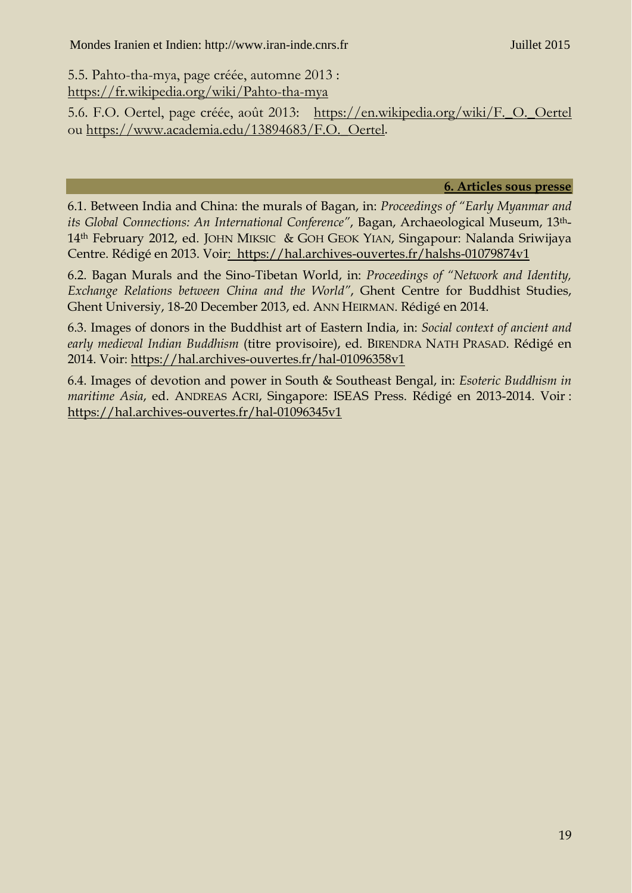5.5. Pahto-tha-mya, page créée, automne 2013 : https://fr.wikipedia.org/wiki/Pahto-tha-mya

5.6. F.O. Oertel, page créée, août 2013: https://en.wikipedia.org/wiki/F._O._Oertel ou https://www.academia.edu/13894683/F.O._Oertel.

## 6. Articles sous presse

6.1. Between India and China: the murals of Bagan, in: *Proceedings of "Early Myanmar and its Global Connections: An International Conference"*, Bagan, Archaeological Museum, 13th-14th February 2012, ed. JOHN MIKSIC & GOH GEOK YIAN, Singapour: Nalanda Sriwijaya Centre. Rédigé en 2013. Voir: https://hal.archives-ouvertes.fr/halshs-01079874v1

6.2. Bagan Murals and the Sino-Tibetan World, in: *Proceedings of "Network and Identity, Exchange Relations between China and the World"*, Ghent Centre for Buddhist Studies, Ghent Universiy, 18-20 December 2013, ed. ANN HEIRMAN. Rédigé en 2014.

6.3. Images of donors in the Buddhist art of Eastern India, in: *Social context of ancient and early medieval Indian Buddhism* (titre provisoire), ed. BIRENDRA NATH PRASAD. Rédigé en 2014. Voir: https://hal.archives-ouvertes.fr/hal-01096358v1

6.4. Images of devotion and power in South & Southeast Bengal, in: *Esoteric Buddhism in maritime Asia*, ed. ANDREAS ACRI, Singapore: ISEAS Press. Rédigé en 2013-2014. Voir : https://hal.archives-ouvertes.fr/hal-01096345v1